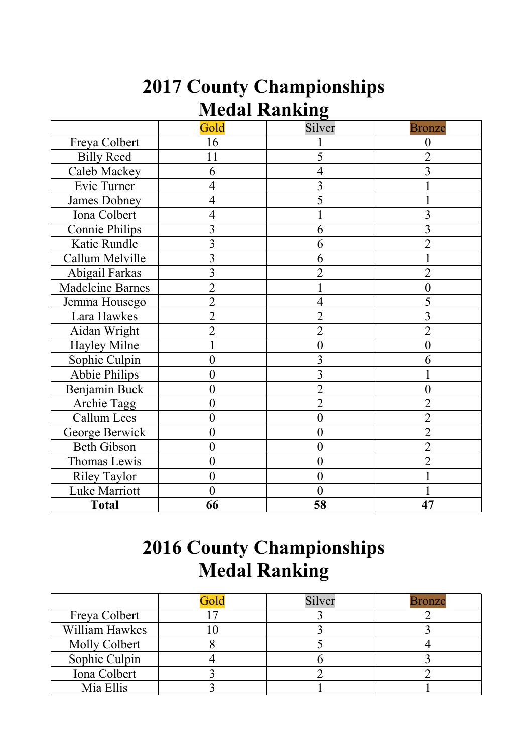# 2017 County Championships Medal Ranking

| | Gold | Silver | Bronze |
|---|---|---|---|
| Freya Colbert | 16 | 1 | 0 |
| Billy Reed | 11 | 5 | 2 |
| Caleb Mackey | 6 | 4 | 3 |
| Evie Turner | 4 | 3 | 1 |
| James Dobney | 4 | 5 | 1 |
| Iona Colbert | 4 | 1 | 3 |
| Connie Philips | 3 | 6 | 3 |
| Katie Rundle | 3 | 6 | 2 |
| Callum Melville | 3 | 6 | 1 |
| Abigail Farkas | 3 | 2 | 2 |
| Madeleine Barnes | 2 | 1 | 0 |
| Jemma Housego | 2 | 4 | 5 |
| Lara Hawkes | 2 | 2 | 3 |
| Aidan Wright | 2 | 2 | 2 |
| Hayley Milne | 1 | 0 | 0 |
| Sophie Culpin | 0 | 3 | 6 |
| Abbie Philips | 0 | 3 | 1 |
| Benjamin Buck | 0 | 2 | 0 |
| Archie Tagg | 0 | 2 | 2 |
| Callum Lees | 0 | 0 | 2 |
| George Berwick | 0 | 0 | 2 |
| Beth Gibson | 0 | 0 | 2 |
| Thomas Lewis | 0 | 0 | 2 |
| Riley Taylor | 0 | 0 | 1 |
| Luke Marriott | 0 | 0 | 1 |
| **Total** | **66** | **58** | **47** |

# 2016 County Championships Medal Ranking

| | Gold | Silver | Bronze |
|---|---|---|---|
| Freya Colbert | 17 | 3 | 2 |
| William Hawkes | 10 | 3 | 3 |
| Molly Colbert | 8 | 5 | 4 |
| Sophie Culpin | 4 | 6 | 3 |
| Iona Colbert | 3 | 2 | 2 |
| Mia Ellis | 3 | 1 | 1 |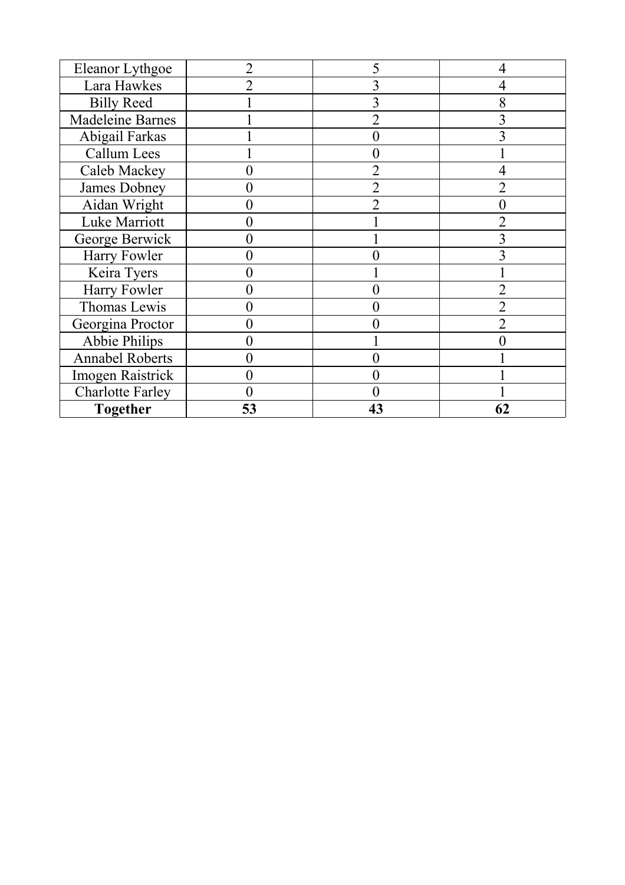| | | | |
|---|---|---|---|
| Eleanor Lythgoe | 2 | 5 | 4 |
| Lara Hawkes | 2 | 3 | 4 |
| Billy Reed | 1 | 3 | 8 |
| Madeleine Barnes | 1 | 2 | 3 |
| Abigail Farkas | 1 | 0 | 3 |
| Callum Lees | 1 | 0 | 1 |
| Caleb Mackey | 0 | 2 | 4 |
| James Dobney | 0 | 2 | 2 |
| Aidan Wright | 0 | 2 | 0 |
| Luke Marriott | 0 | 1 | 2 |
| George Berwick | 0 | 1 | 3 |
| Harry Fowler | 0 | 0 | 3 |
| Keira Tyers | 0 | 1 | 1 |
| Harry Fowler | 0 | 0 | 2 |
| Thomas Lewis | 0 | 0 | 2 |
| Georgina Proctor | 0 | 0 | 2 |
| Abbie Philips | 0 | 1 | 0 |
| Annabel Roberts | 0 | 0 | 1 |
| Imogen Raistrick | 0 | 0 | 1 |
| Charlotte Farley | 0 | 0 | 1 |
| **Together** | **53** | **43** | **62** |